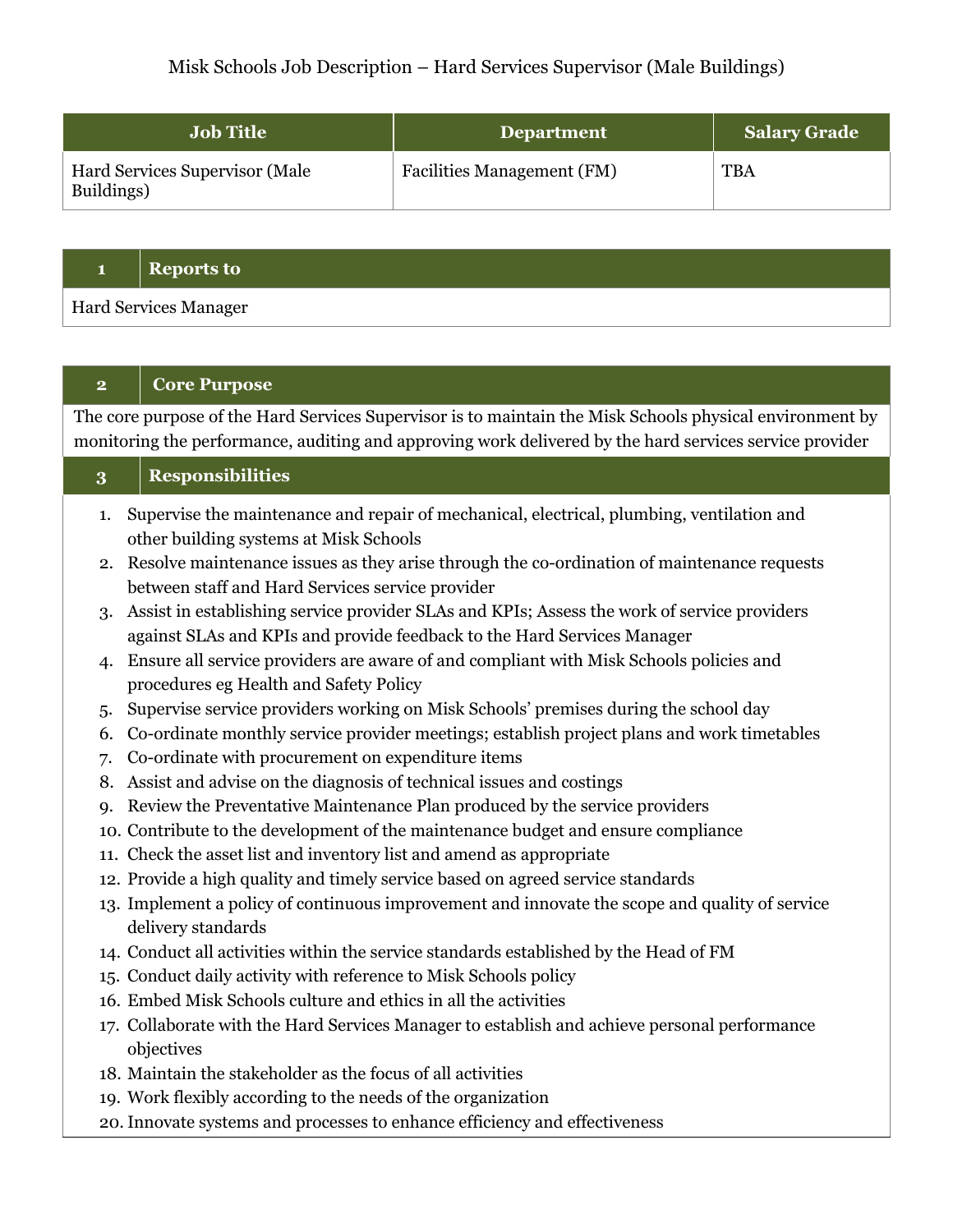Misk Schools Job Description – Hard Services Supervisor (Male Buildings)

| Job Title | Department | Salary Grade |
| --- | --- | --- |
| Hard Services Supervisor (Male Buildings) | Facilities Management (FM) | TBA |

| 1 | Reports to |
| --- | --- |
| Hard Services Manager | |

| 2 | Core Purpose |
| --- | --- |
| The core purpose of the Hard Services Supervisor is to maintain the Misk Schools physical environment by monitoring the performance, auditing and approving work delivered by the hard services service provider | |

| 3 | Responsibilities |
| --- | --- |

1. Supervise the maintenance and repair of mechanical, electrical, plumbing, ventilation and other building systems at Misk Schools
2. Resolve maintenance issues as they arise through the co-ordination of maintenance requests between staff and Hard Services service provider
3. Assist in establishing service provider SLAs and KPIs; Assess the work of service providers against SLAs and KPIs and provide feedback to the Hard Services Manager
4. Ensure all service providers are aware of and compliant with Misk Schools policies and procedures eg Health and Safety Policy
5. Supervise service providers working on Misk Schools' premises during the school day
6. Co-ordinate monthly service provider meetings; establish project plans and work timetables
7. Co-ordinate with procurement on expenditure items
8. Assist and advise on the diagnosis of technical issues and costings
9. Review the Preventative Maintenance Plan produced by the service providers
10. Contribute to the development of the maintenance budget and ensure compliance
11. Check the asset list and inventory list and amend as appropriate
12. Provide a high quality and timely service based on agreed service standards
13. Implement a policy of continuous improvement and innovate the scope and quality of service delivery standards
14. Conduct all activities within the service standards established by the Head of FM
15. Conduct daily activity with reference to Misk Schools policy
16. Embed Misk Schools culture and ethics in all the activities
17. Collaborate with the Hard Services Manager to establish and achieve personal performance objectives
18. Maintain the stakeholder as the focus of all activities
19. Work flexibly according to the needs of the organization
20. Innovate systems and processes to enhance efficiency and effectiveness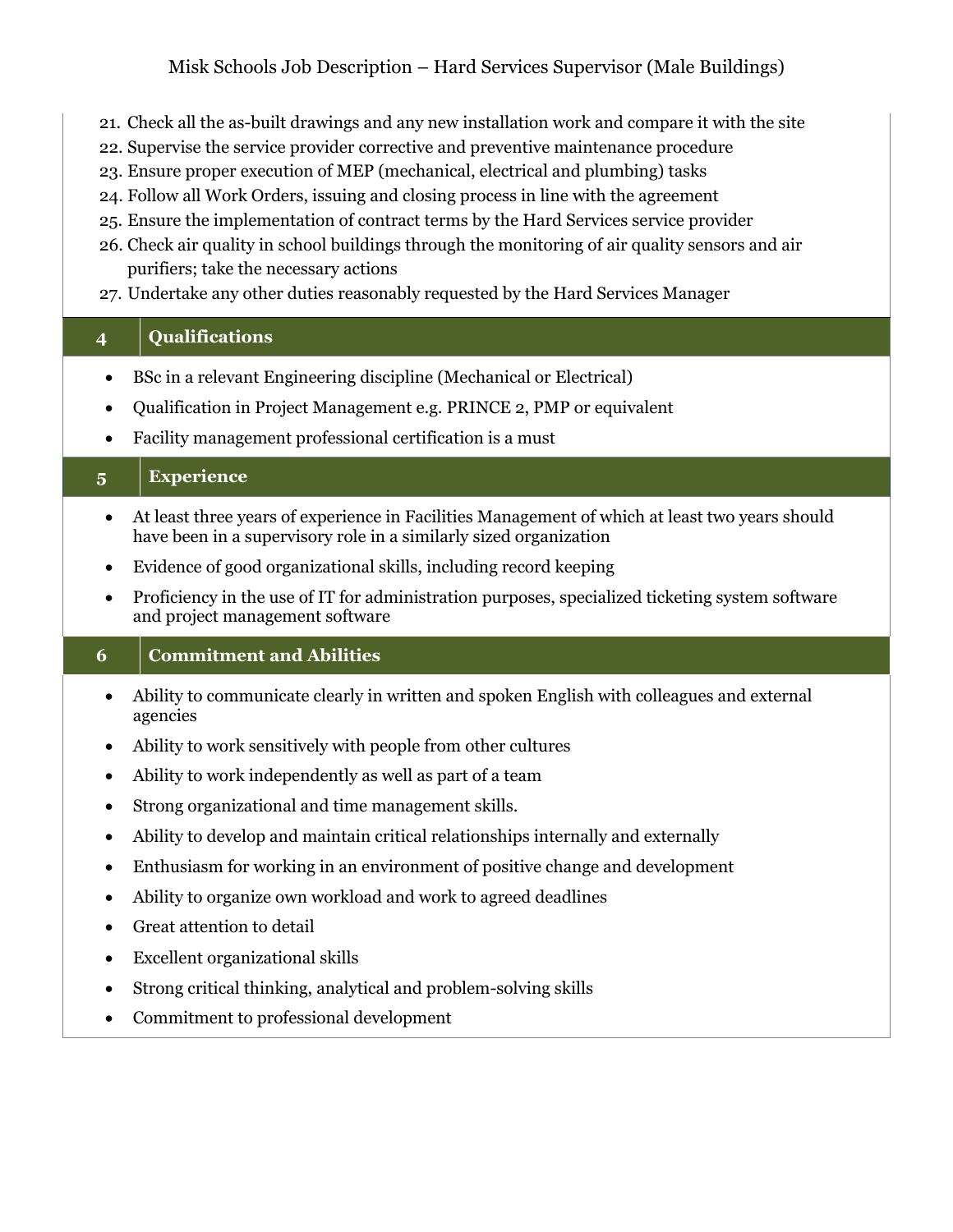21. Check all the as-built drawings and any new installation work and compare it with the site
22. Supervise the service provider corrective and preventive maintenance procedure
23. Ensure proper execution of MEP (mechanical, electrical and plumbing) tasks
24. Follow all Work Orders, issuing and closing process in line with the agreement
25. Ensure the implementation of contract terms by the Hard Services service provider
26. Check air quality in school buildings through the monitoring of air quality sensors and air purifiers; take the necessary actions
27. Undertake any other duties reasonably requested by the Hard Services Manager

## 4 Qualifications

- BSc in a relevant Engineering discipline (Mechanical or Electrical)
- Qualification in Project Management e.g. PRINCE 2, PMP or equivalent
- Facility management professional certification is a must

## 5 Experience

- At least three years of experience in Facilities Management of which at least two years should have been in a supervisory role in a similarly sized organization
- Evidence of good organizational skills, including record keeping
- Proficiency in the use of IT for administration purposes, specialized ticketing system software and project management software

## 6 Commitment and Abilities

- Ability to communicate clearly in written and spoken English with colleagues and external agencies
- Ability to work sensitively with people from other cultures
- Ability to work independently as well as part of a team
- Strong organizational and time management skills.
- Ability to develop and maintain critical relationships internally and externally
- Enthusiasm for working in an environment of positive change and development
- Ability to organize own workload and work to agreed deadlines
- Great attention to detail
- Excellent organizational skills
- Strong critical thinking, analytical and problem-solving skills
- Commitment to professional development